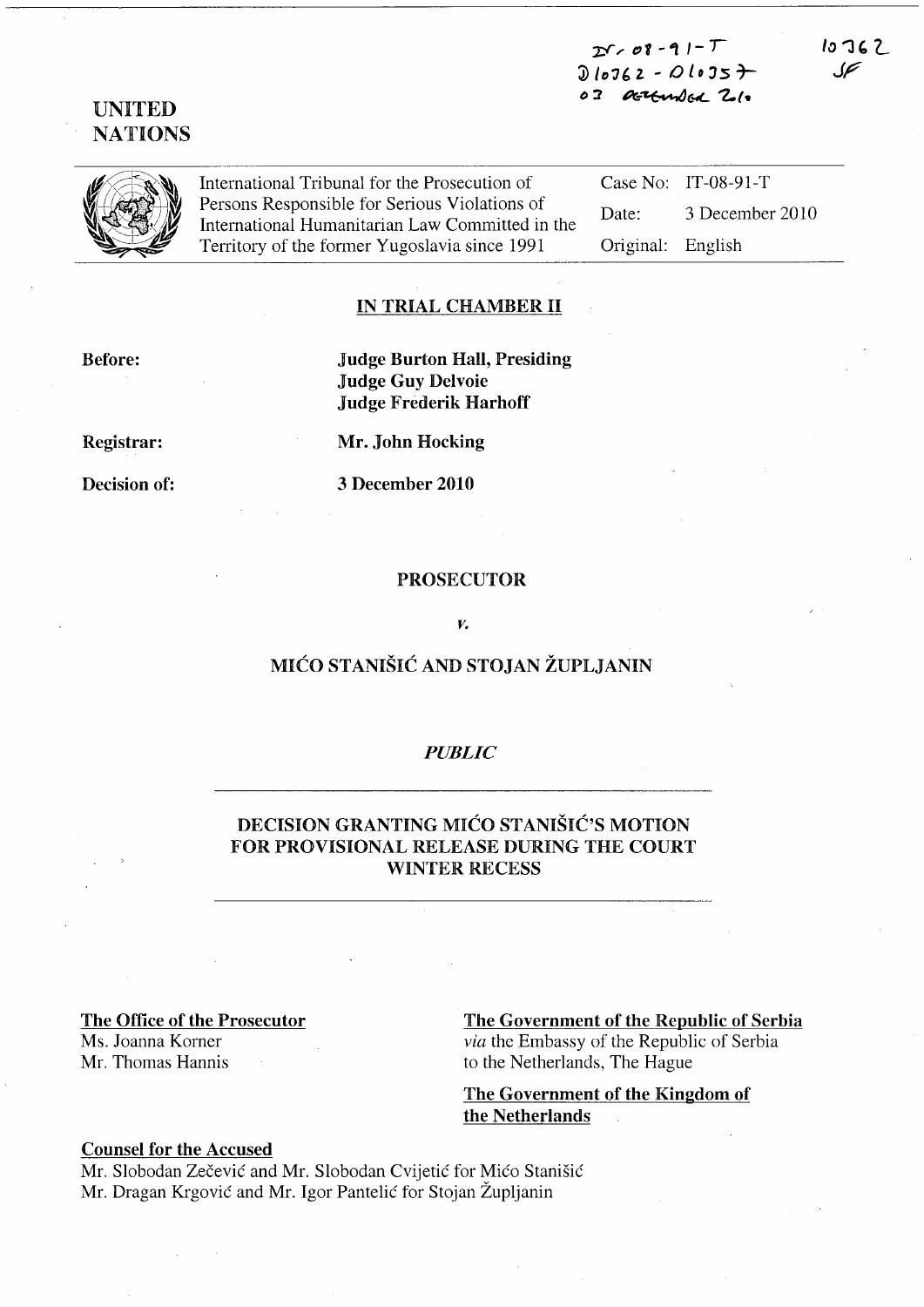IT-08-91-T
D10362 - D10357
03 DECEMBER 2010

10362
SF

UNITED NATIONS

International Tribunal for the Prosecution of Persons Responsible for Serious Violations of International Humanitarian Law Committed in the Territory of the former Yugoslavia since 1991

| | |
|---|---|
| Case No: | IT-08-91-T |
| Date: | 3 December 2010 |
| Original: | English |

**IN TRIAL CHAMBER II**

**Before:** **Judge Burton Hall, Presiding**
**Judge Guy Delvoie**
**Judge Frederik Harhoff**

**Registrar:** **Mr. John Hocking**

**Decision of:** **3 December 2010**

**PROSECUTOR**

*v.*

**MIĆO STANIŠIĆ AND STOJAN ŽUPLJANIN**

*PUBLIC*

**DECISION GRANTING MIĆO STANIŠIĆ'S MOTION FOR PROVISIONAL RELEASE DURING THE COURT WINTER RECESS**

**The Office of the Prosecutor**
Ms. Joanna Korner
Mr. Thomas Hannis

**The Government of the Republic of Serbia**
*via* the Embassy of the Republic of Serbia to the Netherlands, The Hague

**The Government of the Kingdom of the Netherlands**

**Counsel for the Accused**
Mr. Slobodan Zečević and Mr. Slobodan Cvijetić for Mićo Stanišić
Mr. Dragan Krgović and Mr. Igor Pantelić for Stojan Župljanin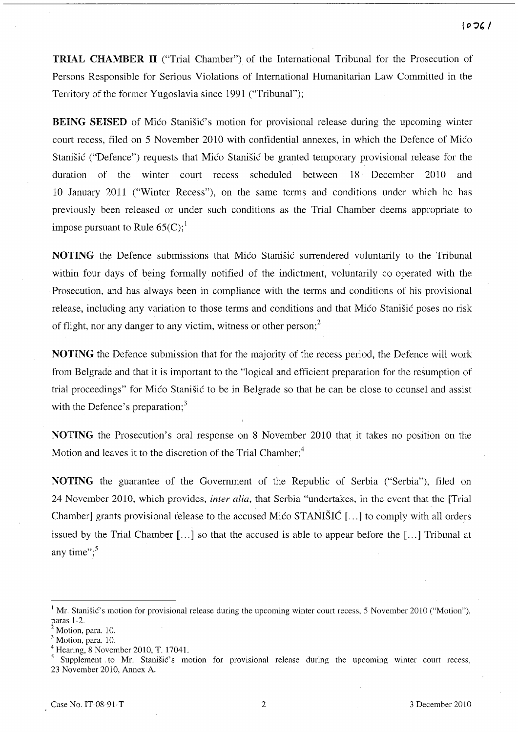**TRIAL CHAMBER II** ("Trial Chamber") of the International Tribunal for the Prosecution of Persons Responsible for Serious Violations of International Humanitarian Law Committed in the Territory of the former Yugoslavia since 1991 ("Tribunal");

**BEING SEISED** of Mićo Stanišić's motion for provisional release during the upcoming winter court recess, filed on 5 November 2010 with confidential annexes, in which the Defence of Mićo Stanišić ("Defence") requests that Mićo Stanišić be granted temporary provisional release for the duration of the winter court recess scheduled between 18 December 2010 and 10 January 2011 ("Winter Recess"), on the same terms and conditions under which he has previously been released or under such conditions as the Trial Chamber deems appropriate to impose pursuant to Rule 65(C);[1]

**NOTING** the Defence submissions that Mićo Stanišić surrendered voluntarily to the Tribunal within four days of being formally notified of the indictment, voluntarily co-operated with the Prosecution, and has always been in compliance with the terms and conditions of his provisional release, including any variation to those terms and conditions and that Mićo Stanišić poses no risk of flight, nor any danger to any victim, witness or other person;[2]

**NOTING** the Defence submission that for the majority of the recess period, the Defence will work from Belgrade and that it is important to the "logical and efficient preparation for the resumption of trial proceedings" for Mićo Stanišić to be in Belgrade so that he can be close to counsel and assist with the Defence's preparation;[3]

**NOTING** the Prosecution's oral response on 8 November 2010 that it takes no position on the Motion and leaves it to the discretion of the Trial Chamber;[4]

**NOTING** the guarantee of the Government of the Republic of Serbia ("Serbia"), filed on 24 November 2010, which provides, *inter alia*, that Serbia "undertakes, in the event that the [Trial Chamber] grants provisional release to the accused Mićo STANIŠIĆ [...] to comply with all orders issued by the Trial Chamber [...] so that the accused is able to appear before the [...] Tribunal at any time";[5]

---

[1] Mr. Stanišić's motion for provisional release during the upcoming winter court recess, 5 November 2010 ("Motion"), paras 1-2.

[2] Motion, para. 10.

[3] Motion, para. 10.

[4] Hearing, 8 November 2010, T. 17041.

[5] Supplement to Mr. Stanišić's motion for provisional release during the upcoming winter court recess, 23 November 2010, Annex A.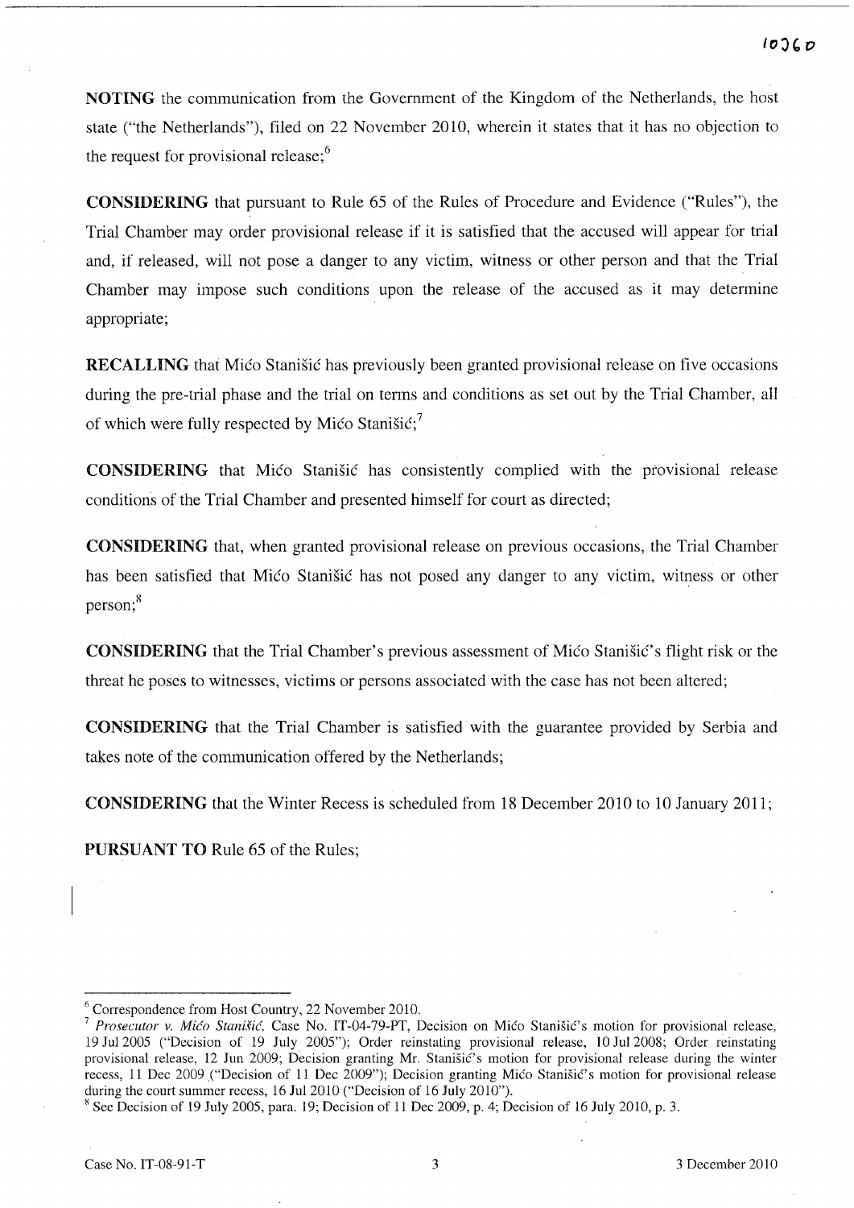**NOTING** the communication from the Government of the Kingdom of the Netherlands, the host state ("the Netherlands"), filed on 22 November 2010, wherein it states that it has no objection to the request for provisional release;[6]

**CONSIDERING** that pursuant to Rule 65 of the Rules of Procedure and Evidence ("Rules"), the Trial Chamber may order provisional release if it is satisfied that the accused will appear for trial and, if released, will not pose a danger to any victim, witness or other person and that the Trial Chamber may impose such conditions upon the release of the accused as it may determine appropriate;

**RECALLING** that Mićo Stanišić has previously been granted provisional release on five occasions during the pre-trial phase and the trial on terms and conditions as set out by the Trial Chamber, all of which were fully respected by Mićo Stanišić;[7]

**CONSIDERING** that Mićo Stanišić has consistently complied with the provisional release conditions of the Trial Chamber and presented himself for court as directed;

**CONSIDERING** that, when granted provisional release on previous occasions, the Trial Chamber has been satisfied that Mićo Stanišić has not posed any danger to any victim, witness or other person;[8]

**CONSIDERING** that the Trial Chamber's previous assessment of Mićo Stanišić's flight risk or the threat he poses to witnesses, victims or persons associated with the case has not been altered;

**CONSIDERING** that the Trial Chamber is satisfied with the guarantee provided by Serbia and takes note of the communication offered by the Netherlands;

**CONSIDERING** that the Winter Recess is scheduled from 18 December 2010 to 10 January 2011;

**PURSUANT TO** Rule 65 of the Rules;

---

[6] Correspondence from Host Country, 22 November 2010.

[7] *Prosecutor v. Mićo Stanišić*, Case No. IT-04-79-PT, Decision on Mićo Stanišić's motion for provisional release, 19 Jul 2005 ("Decision of 19 July 2005"); Order reinstating provisional release, 10 Jul 2008; Order reinstating provisional release, 12 Jun 2009; Decision granting Mr. Stanišić's motion for provisional release during the winter recess, 11 Dec 2009 ("Decision of 11 Dec 2009"); Decision granting Mićo Stanišić's motion for provisional release during the court summer recess, 16 Jul 2010 ("Decision of 16 July 2010").

[8] See Decision of 19 July 2005, para. 19; Decision of 11 Dec 2009, p. 4; Decision of 16 July 2010, p. 3.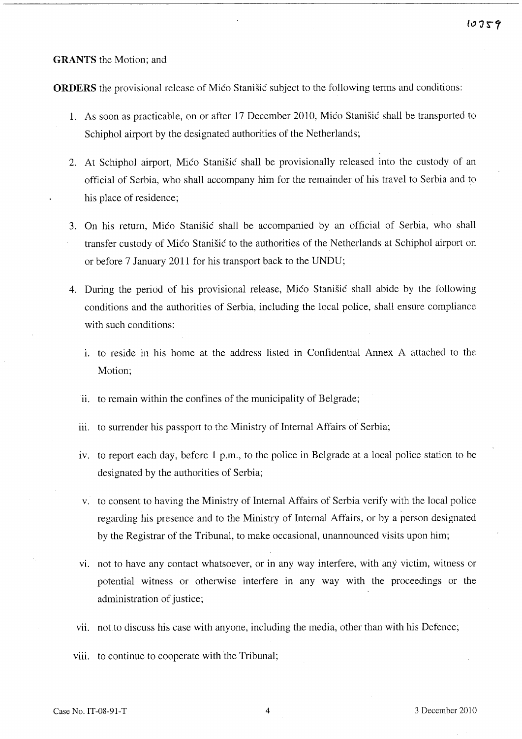**GRANTS** the Motion; and

**ORDERS** the provisional release of Mićo Stanišić subject to the following terms and conditions:

1. As soon as practicable, on or after 17 December 2010, Mićo Stanišić shall be transported to Schiphol airport by the designated authorities of the Netherlands;

2. At Schiphol airport, Mićo Stanišić shall be provisionally released into the custody of an official of Serbia, who shall accompany him for the remainder of his travel to Serbia and to his place of residence;

3. On his return, Mićo Stanišić shall be accompanied by an official of Serbia, who shall transfer custody of Mićo Stanišić to the authorities of the Netherlands at Schiphol airport on or before 7 January 2011 for his transport back to the UNDU;

4. During the period of his provisional release, Mićo Stanišić shall abide by the following conditions and the authorities of Serbia, including the local police, shall ensure compliance with such conditions:

   i. to reside in his home at the address listed in Confidential Annex A attached to the Motion;

   ii. to remain within the confines of the municipality of Belgrade;

   iii. to surrender his passport to the Ministry of Internal Affairs of Serbia;

   iv. to report each day, before 1 p.m., to the police in Belgrade at a local police station to be designated by the authorities of Serbia;

   v. to consent to having the Ministry of Internal Affairs of Serbia verify with the local police regarding his presence and to the Ministry of Internal Affairs, or by a person designated by the Registrar of the Tribunal, to make occasional, unannounced visits upon him;

   vi. not to have any contact whatsoever, or in any way interfere, with any victim, witness or potential witness or otherwise interfere in any way with the proceedings or the administration of justice;

   vii. not to discuss his case with anyone, including the media, other than with his Defence;

   viii. to continue to cooperate with the Tribunal;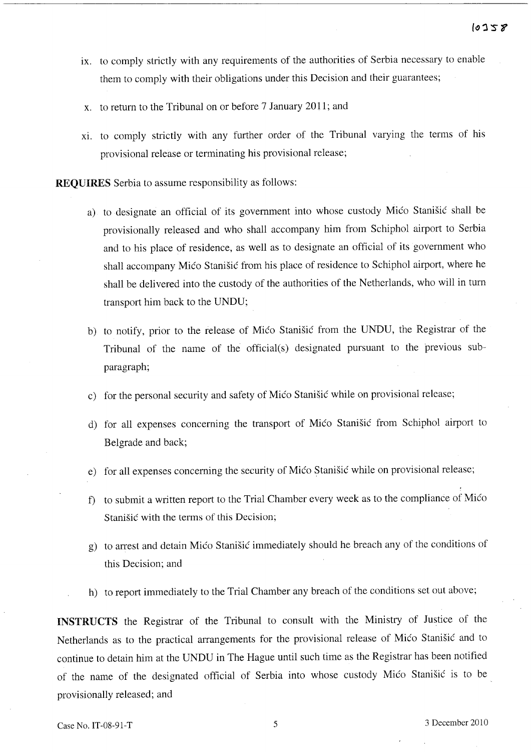ix. to comply strictly with any requirements of the authorities of Serbia necessary to enable them to comply with their obligations under this Decision and their guarantees;

x. to return to the Tribunal on or before 7 January 2011; and

xi. to comply strictly with any further order of the Tribunal varying the terms of his provisional release or terminating his provisional release;

**REQUIRES** Serbia to assume responsibility as follows:

a) to designate an official of its government into whose custody Mićo Stanišić shall be provisionally released and who shall accompany him from Schiphol airport to Serbia and to his place of residence, as well as to designate an official of its government who shall accompany Mićo Stanišić from his place of residence to Schiphol airport, where he shall be delivered into the custody of the authorities of the Netherlands, who will in turn transport him back to the UNDU;

b) to notify, prior to the release of Mićo Stanišić from the UNDU, the Registrar of the Tribunal of the name of the official(s) designated pursuant to the previous sub-paragraph;

c) for the personal security and safety of Mićo Stanišić while on provisional release;

d) for all expenses concerning the transport of Mićo Stanišić from Schiphol airport to Belgrade and back;

e) for all expenses concerning the security of Mićo Stanišić while on provisional release;

f) to submit a written report to the Trial Chamber every week as to the compliance of Mićo Stanišić with the terms of this Decision;

g) to arrest and detain Mićo Stanišić immediately should he breach any of the conditions of this Decision; and

h) to report immediately to the Trial Chamber any breach of the conditions set out above;

**INSTRUCTS** the Registrar of the Tribunal to consult with the Ministry of Justice of the Netherlands as to the practical arrangements for the provisional release of Mićo Stanišić and to continue to detain him at the UNDU in The Hague until such time as the Registrar has been notified of the name of the designated official of Serbia into whose custody Mićo Stanišić is to be provisionally released; and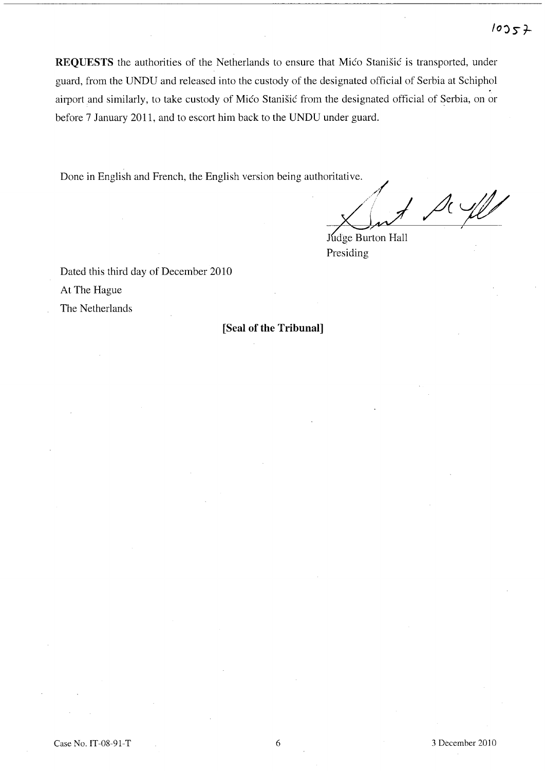**REQUESTS** the authorities of the Netherlands to ensure that Mićo Stanišić is transported, under guard, from the UNDU and released into the custody of the designated official of Serbia at Schiphol airport and similarly, to take custody of Mićo Stanišić from the designated official of Serbia, on or before 7 January 2011, and to escort him back to the UNDU under guard.

Done in English and French, the English version being authoritative.

Judge Burton Hall
Presiding

Dated this third day of December 2010
At The Hague
The Netherlands

**[Seal of the Tribunal]**